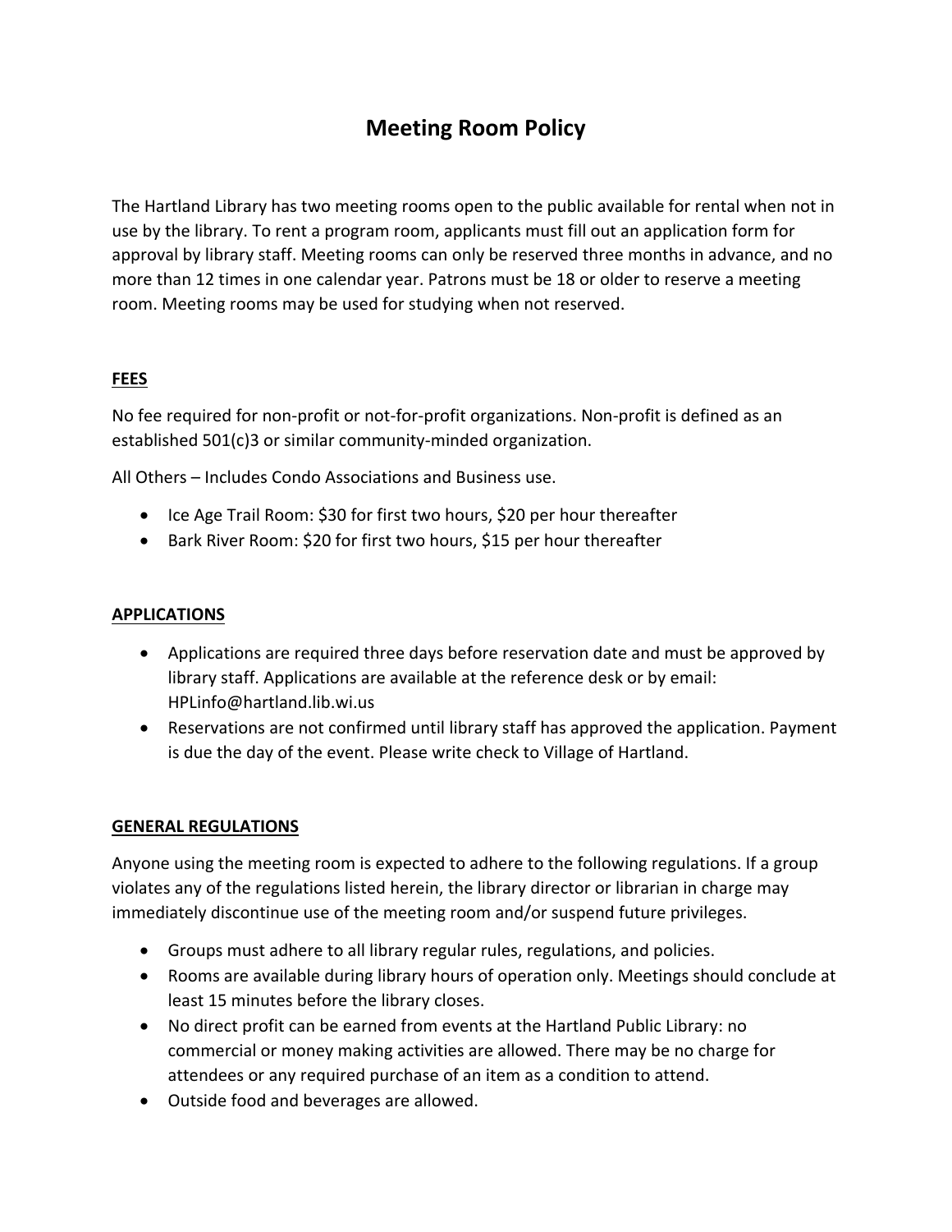# Meeting Room Policy

The Hartland Library has two meeting rooms open to the public available for rental when not in use by the library. To rent a program room, applicants must fill out an application form for approval by library staff. Meeting rooms can only be reserved three months in advance, and no more than 12 times in one calendar year. Patrons must be 18 or older to reserve a meeting room. Meeting rooms may be used for studying when not reserved.

## FEES

No fee required for non-profit or not-for-profit organizations. Non-profit is defined as an established 501(c)3 or similar community-minded organization.

All Others – Includes Condo Associations and Business use.

- Ice Age Trail Room: $30 for first two hours, $20 per hour thereafter
- Bark River Room: $20 for first two hours, $15 per hour thereafter

## APPLICATIONS

- Applications are required three days before reservation date and must be approved by library staff. Applications are available at the reference desk or by email: HPLinfo@hartland.lib.wi.us
- Reservations are not confirmed until library staff has approved the application. Payment is due the day of the event. Please write check to Village of Hartland.

## GENERAL REGULATIONS

Anyone using the meeting room is expected to adhere to the following regulations. If a group violates any of the regulations listed herein, the library director or librarian in charge may immediately discontinue use of the meeting room and/or suspend future privileges.

- Groups must adhere to all library regular rules, regulations, and policies.
- Rooms are available during library hours of operation only. Meetings should conclude at least 15 minutes before the library closes.
- No direct profit can be earned from events at the Hartland Public Library: no commercial or money making activities are allowed. There may be no charge for attendees or any required purchase of an item as a condition to attend.
- Outside food and beverages are allowed.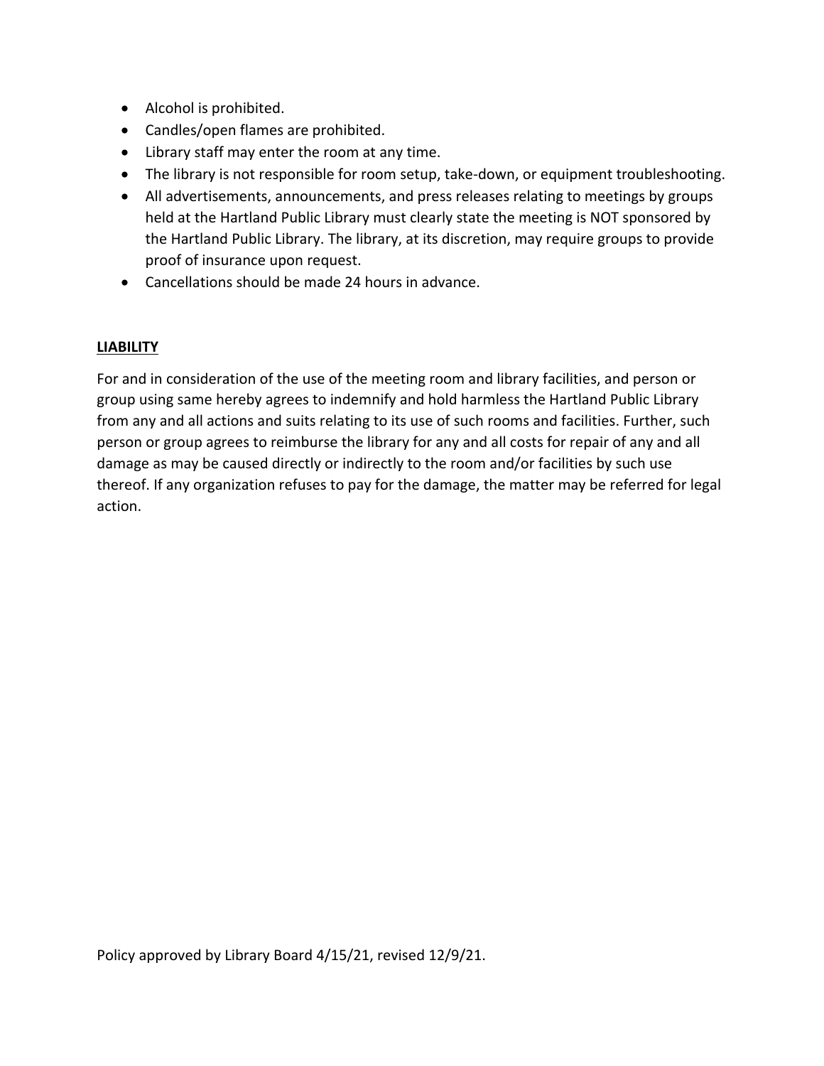- Alcohol is prohibited.
- Candles/open flames are prohibited.
- Library staff may enter the room at any time.
- The library is not responsible for room setup, take-down, or equipment troubleshooting.
- All advertisements, announcements, and press releases relating to meetings by groups held at the Hartland Public Library must clearly state the meeting is NOT sponsored by the Hartland Public Library. The library, at its discretion, may require groups to provide proof of insurance upon request.
- Cancellations should be made 24 hours in advance.

## LIABILITY

For and in consideration of the use of the meeting room and library facilities, and person or group using same hereby agrees to indemnify and hold harmless the Hartland Public Library from any and all actions and suits relating to its use of such rooms and facilities. Further, such person or group agrees to reimburse the library for any and all costs for repair of any and all damage as may be caused directly or indirectly to the room and/or facilities by such use thereof. If any organization refuses to pay for the damage, the matter may be referred for legal action.

Policy approved by Library Board 4/15/21, revised 12/9/21.